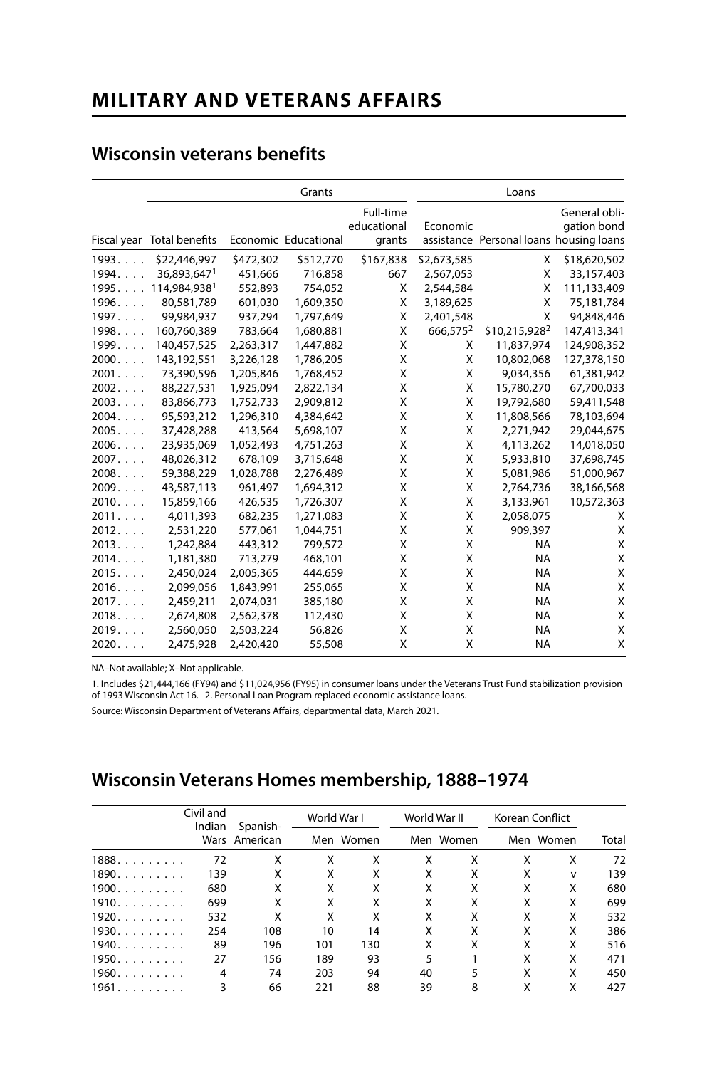# MILITARY AND VETERANS AFFAIRS

## Wisconsin veterans benefits

| | | Grants | | | Loans | | |
|---|---|---|---|---|---|---|---|
| Fiscal year | Total benefits | Economic | Educational | Full-time educational grants | Economic assistance | Personal loans | General obligation bond housing loans |
| 1993 | $22,446,997 | $472,302 | $512,770 | $167,838 | $2,673,585 | X | $18,620,502 |
| 1994 | 36,893,647[1] | 451,666 | 716,858 | 667 | 2,567,053 | X | 33,157,403 |
| 1995 | 114,984,938[1] | 552,893 | 754,052 | X | 2,544,584 | X | 111,133,409 |
| 1996 | 80,581,789 | 601,030 | 1,609,350 | X | 3,189,625 | X | 75,181,784 |
| 1997 | 99,984,937 | 937,294 | 1,797,649 | X | 2,401,548 | X | 94,848,446 |
| 1998 | 160,760,389 | 783,664 | 1,680,881 | X | 666,575[2] | $10,215,928[2] | 147,413,341 |
| 1999 | 140,457,525 | 2,263,317 | 1,447,882 | X | X | 11,837,974 | 124,908,352 |
| 2000 | 143,192,551 | 3,226,128 | 1,786,205 | X | X | 10,802,068 | 127,378,150 |
| 2001 | 73,390,596 | 1,205,846 | 1,768,452 | X | X | 9,034,356 | 61,381,942 |
| 2002 | 88,227,531 | 1,925,094 | 2,822,134 | X | X | 15,780,270 | 67,700,033 |
| 2003 | 83,866,773 | 1,752,733 | 2,909,812 | X | X | 19,792,680 | 59,411,548 |
| 2004 | 95,593,212 | 1,296,310 | 4,384,642 | X | X | 11,808,566 | 78,103,694 |
| 2005 | 37,428,288 | 413,564 | 5,698,107 | X | X | 2,271,942 | 29,044,675 |
| 2006 | 23,935,069 | 1,052,493 | 4,751,263 | X | X | 4,113,262 | 14,018,050 |
| 2007 | 48,026,312 | 678,109 | 3,715,648 | X | X | 5,933,810 | 37,698,745 |
| 2008 | 59,388,229 | 1,028,788 | 2,276,489 | X | X | 5,081,986 | 51,000,967 |
| 2009 | 43,587,113 | 961,497 | 1,694,312 | X | X | 2,764,736 | 38,166,568 |
| 2010 | 15,859,166 | 426,535 | 1,726,307 | X | X | 3,133,961 | 10,572,363 |
| 2011 | 4,011,393 | 682,235 | 1,271,083 | X | X | 2,058,075 | X |
| 2012 | 2,531,220 | 577,061 | 1,044,751 | X | X | 909,397 | X |
| 2013 | 1,242,884 | 443,312 | 799,572 | X | X | NA | X |
| 2014 | 1,181,380 | 713,279 | 468,101 | X | X | NA | X |
| 2015 | 2,450,024 | 2,005,365 | 444,659 | X | X | NA | X |
| 2016 | 2,099,056 | 1,843,991 | 255,065 | X | X | NA | X |
| 2017 | 2,459,211 | 2,074,031 | 385,180 | X | X | NA | X |
| 2018 | 2,674,808 | 2,562,378 | 112,430 | X | X | NA | X |
| 2019 | 2,560,050 | 2,503,224 | 56,826 | X | X | NA | X |
| 2020 | 2,475,928 | 2,420,420 | 55,508 | X | X | NA | X |

NA–Not available; X–Not applicable.

1. Includes $21,444,166 (FY94) and $11,024,956 (FY95) in consumer loans under the Veterans Trust Fund stabilization provision of 1993 Wisconsin Act 16. 2. Personal Loan Program replaced economic assistance loans.

Source: Wisconsin Department of Veterans Affairs, departmental data, March 2021.

## Wisconsin Veterans Homes membership, 1888–1974

| | Civil and Indian Wars | Spanish-American | World War I | | World War II | | Korean Conflict | | Total |
|---|---|---|---|---|---|---|---|---|---|
| | | | Men | Women | Men | Women | Men | Women | |
| 1888 | 72 | X | X | X | X | X | X | X | 72 |
| 1890 | 139 | X | X | X | X | X | X | v | 139 |
| 1900 | 680 | X | X | X | X | X | X | X | 680 |
| 1910 | 699 | X | X | X | X | X | X | X | 699 |
| 1920 | 532 | X | X | X | X | X | X | X | 532 |
| 1930 | 254 | 108 | 10 | 14 | X | X | X | X | 386 |
| 1940 | 89 | 196 | 101 | 130 | X | X | X | X | 516 |
| 1950 | 27 | 156 | 189 | 93 | 5 | 1 | X | X | 471 |
| 1960 | 4 | 74 | 203 | 94 | 40 | 5 | X | X | 450 |
| 1961 | 3 | 66 | 221 | 88 | 39 | 8 | X | X | 427 |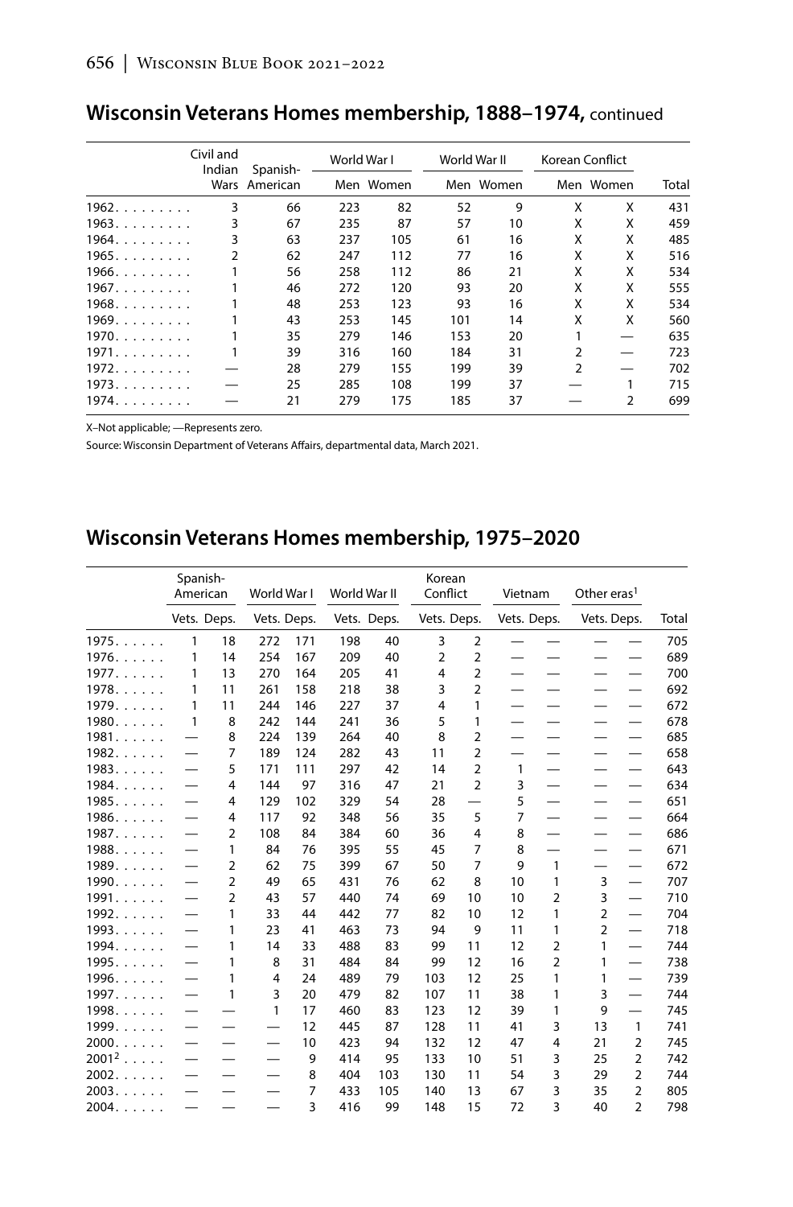## Wisconsin Veterans Homes membership, 1888–1974, continued

| | Civil and Indian Wars | Spanish-American | World War I | | World War II | | Korean Conflict | | Total |
|---|---|---|---|---|---|---|---|---|---|
| | | | Men | Women | Men | Women | Men | Women | |
| 1962 | 3 | 66 | 223 | 82 | 52 | 9 | X | X | 431 |
| 1963 | 3 | 67 | 235 | 87 | 57 | 10 | X | X | 459 |
| 1964 | 3 | 63 | 237 | 105 | 61 | 16 | X | X | 485 |
| 1965 | 2 | 62 | 247 | 112 | 77 | 16 | X | X | 516 |
| 1966 | 1 | 56 | 258 | 112 | 86 | 21 | X | X | 534 |
| 1967 | 1 | 46 | 272 | 120 | 93 | 20 | X | X | 555 |
| 1968 | 1 | 48 | 253 | 123 | 93 | 16 | X | X | 534 |
| 1969 | 1 | 43 | 253 | 145 | 101 | 14 | X | X | 560 |
| 1970 | 1 | 35 | 279 | 146 | 153 | 20 | 1 | — | 635 |
| 1971 | 1 | 39 | 316 | 160 | 184 | 31 | 2 | — | 723 |
| 1972 | — | 28 | 279 | 155 | 199 | 39 | 2 | — | 702 |
| 1973 | — | 25 | 285 | 108 | 199 | 37 | — | 1 | 715 |
| 1974 | — | 21 | 279 | 175 | 185 | 37 | — | 2 | 699 |

X–Not applicable; —Represents zero.

Source: Wisconsin Department of Veterans Affairs, departmental data, March 2021.

## Wisconsin Veterans Homes membership, 1975–2020

| | Spanish-American | | World War I | | World War II | | Korean Conflict | | Vietnam | | Other eras[1] | | Total |
|---|---|---|---|---|---|---|---|---|---|---|---|---|---|
| | Vets. | Deps. | Vets. | Deps. | Vets. | Deps. | Vets. | Deps. | Vets. | Deps. | Vets. | Deps. | |
| 1975 | 1 | 18 | 272 | 171 | 198 | 40 | 3 | 2 | — | — | — | — | 705 |
| 1976 | 1 | 14 | 254 | 167 | 209 | 40 | 2 | 2 | — | — | — | — | 689 |
| 1977 | 1 | 13 | 270 | 164 | 205 | 41 | 4 | 2 | — | — | — | — | 700 |
| 1978 | 1 | 11 | 261 | 158 | 218 | 38 | 3 | 2 | — | — | — | — | 692 |
| 1979 | 1 | 11 | 244 | 146 | 227 | 37 | 4 | 1 | — | — | — | — | 672 |
| 1980 | 1 | 8 | 242 | 144 | 241 | 36 | 5 | 1 | — | — | — | — | 678 |
| 1981 | — | 8 | 224 | 139 | 264 | 40 | 8 | 2 | — | — | — | — | 685 |
| 1982 | — | 7 | 189 | 124 | 282 | 43 | 11 | 2 | — | — | — | — | 658 |
| 1983 | — | 5 | 171 | 111 | 297 | 42 | 14 | 2 | 1 | — | — | — | 643 |
| 1984 | — | 4 | 144 | 97 | 316 | 47 | 21 | 2 | 3 | — | — | — | 634 |
| 1985 | — | 4 | 129 | 102 | 329 | 54 | 28 | — | 5 | — | — | — | 651 |
| 1986 | — | 4 | 117 | 92 | 348 | 56 | 35 | 5 | 7 | — | — | — | 664 |
| 1987 | — | 2 | 108 | 84 | 384 | 60 | 36 | 4 | 8 | — | — | — | 686 |
| 1988 | — | 1 | 84 | 76 | 395 | 55 | 45 | 7 | 8 | — | — | — | 671 |
| 1989 | — | 2 | 62 | 75 | 399 | 67 | 50 | 7 | 9 | 1 | — | — | 672 |
| 1990 | — | 2 | 49 | 65 | 431 | 76 | 62 | 8 | 10 | 1 | 3 | — | 707 |
| 1991 | — | 2 | 43 | 57 | 440 | 74 | 69 | 10 | 10 | 2 | 3 | — | 710 |
| 1992 | — | 1 | 33 | 44 | 442 | 77 | 82 | 10 | 12 | 1 | 2 | — | 704 |
| 1993 | — | 1 | 23 | 41 | 463 | 73 | 94 | 9 | 11 | 1 | 2 | — | 718 |
| 1994 | — | 1 | 14 | 33 | 488 | 83 | 99 | 11 | 12 | 2 | 1 | — | 744 |
| 1995 | — | 1 | 8 | 31 | 484 | 84 | 99 | 12 | 16 | 2 | 1 | — | 738 |
| 1996 | — | 1 | 4 | 24 | 489 | 79 | 103 | 12 | 25 | 1 | 1 | — | 739 |
| 1997 | — | 1 | 3 | 20 | 479 | 82 | 107 | 11 | 38 | 1 | 3 | — | 744 |
| 1998 | — | — | 1 | 17 | 460 | 83 | 123 | 12 | 39 | 1 | 9 | — | 745 |
| 1999 | — | — | — | 12 | 445 | 87 | 128 | 11 | 41 | 3 | 13 | 1 | 741 |
| 2000 | — | — | — | 10 | 423 | 94 | 132 | 12 | 47 | 4 | 21 | 2 | 745 |
| 2001[2] | — | — | — | 9 | 414 | 95 | 133 | 10 | 51 | 3 | 25 | 2 | 742 |
| 2002 | — | — | — | 8 | 404 | 103 | 130 | 11 | 54 | 3 | 29 | 2 | 744 |
| 2003 | — | — | — | 7 | 433 | 105 | 140 | 13 | 67 | 3 | 35 | 2 | 805 |
| 2004 | — | — | — | 3 | 416 | 99 | 148 | 15 | 72 | 3 | 40 | 2 | 798 |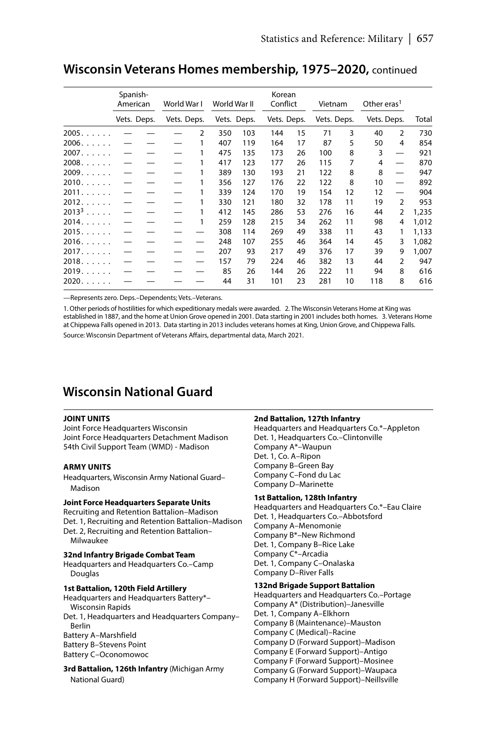## Wisconsin Veterans Homes membership, 1975–2020, continued

| | Spanish-American | | World War I | | World War II | | Korean Conflict | | Vietnam | | Other eras[1] | | |
|---|---|---|---|---|---|---|---|---|---|---|---|---|---|
| | Vets. | Deps. | Vets. | Deps. | Vets. | Deps. | Vets. | Deps. | Vets. | Deps. | Vets. | Deps. | Total |
| 2005 | — | — | — | 2 | 350 | 103 | 144 | 15 | 71 | 3 | 40 | 2 | 730 |
| 2006 | — | — | — | 1 | 407 | 119 | 164 | 17 | 87 | 5 | 50 | 4 | 854 |
| 2007 | — | — | — | 1 | 475 | 135 | 173 | 26 | 100 | 8 | 3 | — | 921 |
| 2008 | — | — | — | 1 | 417 | 123 | 177 | 26 | 115 | 7 | 4 | — | 870 |
| 2009 | — | — | — | 1 | 389 | 130 | 193 | 21 | 122 | 8 | 8 | — | 947 |
| 2010 | — | — | — | 1 | 356 | 127 | 176 | 22 | 122 | 8 | 10 | — | 892 |
| 2011 | — | — | — | 1 | 339 | 124 | 170 | 19 | 154 | 12 | 12 | — | 904 |
| 2012 | — | — | — | 1 | 330 | 121 | 180 | 32 | 178 | 11 | 19 | 2 | 953 |
| 2013[3] | — | — | — | 1 | 412 | 145 | 286 | 53 | 276 | 16 | 44 | 2 | 1,235 |
| 2014 | — | — | — | 1 | 259 | 128 | 215 | 34 | 262 | 11 | 98 | 4 | 1,012 |
| 2015 | — | — | — | — | 308 | 114 | 269 | 49 | 338 | 11 | 43 | 1 | 1,133 |
| 2016 | — | — | — | — | 248 | 107 | 255 | 46 | 364 | 14 | 45 | 3 | 1,082 |
| 2017 | — | — | — | — | 207 | 93 | 217 | 49 | 376 | 17 | 39 | 9 | 1,007 |
| 2018 | — | — | — | — | 157 | 79 | 224 | 46 | 382 | 13 | 44 | 2 | 947 |
| 2019 | — | — | — | — | 85 | 26 | 144 | 26 | 222 | 11 | 94 | 8 | 616 |
| 2020 | — | — | — | — | 44 | 31 | 101 | 23 | 281 | 10 | 118 | 8 | 616 |

—Represents zero. Deps.–Dependents; Vets.–Veterans.

1. Other periods of hostilities for which expeditionary medals were awarded. 2. The Wisconsin Veterans Home at King was established in 1887, and the home at Union Grove opened in 2001. Data starting in 2001 includes both homes. 3. Veterans Home at Chippewa Falls opened in 2013. Data starting in 2013 includes veterans homes at King, Union Grove, and Chippewa Falls.

Source: Wisconsin Department of Veterans Affairs, departmental data, March 2021.

## Wisconsin National Guard

**JOINT UNITS**

Joint Force Headquarters Wisconsin
Joint Force Headquarters Detachment Madison
54th Civil Support Team (WMD) - Madison

**ARMY UNITS**

Headquarters, Wisconsin Army National Guard–Madison

**Joint Force Headquarters Separate Units**

Recruiting and Retention Battalion–Madison
Det. 1, Recruiting and Retention Battalion–Madison
Det. 2, Recruiting and Retention Battalion–Milwaukee

**32nd Infantry Brigade Combat Team**

Headquarters and Headquarters Co.–Camp Douglas

**1st Battalion, 120th Field Artillery**

Headquarters and Headquarters Battery*–Wisconsin Rapids
Det. 1, Headquarters and Headquarters Company–Berlin
Battery A–Marshfield
Battery B–Stevens Point
Battery C–Oconomowoc

**3rd Battalion, 126th Infantry** (Michigan Army National Guard)

**2nd Battalion, 127th Infantry**

Headquarters and Headquarters Co.*–Appleton
Det. 1, Headquarters Co.–Clintonville
Company A*–Waupun
Det. 1, Co. A–Ripon
Company B–Green Bay
Company C–Fond du Lac
Company D–Marinette

**1st Battalion, 128th Infantry**

Headquarters and Headquarters Co.*–Eau Claire
Det. 1, Headquarters Co.–Abbotsford
Company A–Menomonie
Company B*–New Richmond
Det. 1, Company B–Rice Lake
Company C*–Arcadia
Det. 1, Company C–Onalaska
Company D–River Falls

**132nd Brigade Support Battalion**

Headquarters and Headquarters Co.–Portage
Company A* (Distribution)–Janesville
Det. 1, Company A–Elkhorn
Company B (Maintenance)–Mauston
Company C (Medical)–Racine
Company D (Forward Support)–Madison
Company E (Forward Support)–Antigo
Company F (Forward Support)–Mosinee
Company G (Forward Support)–Waupaca
Company H (Forward Support)–Neillsville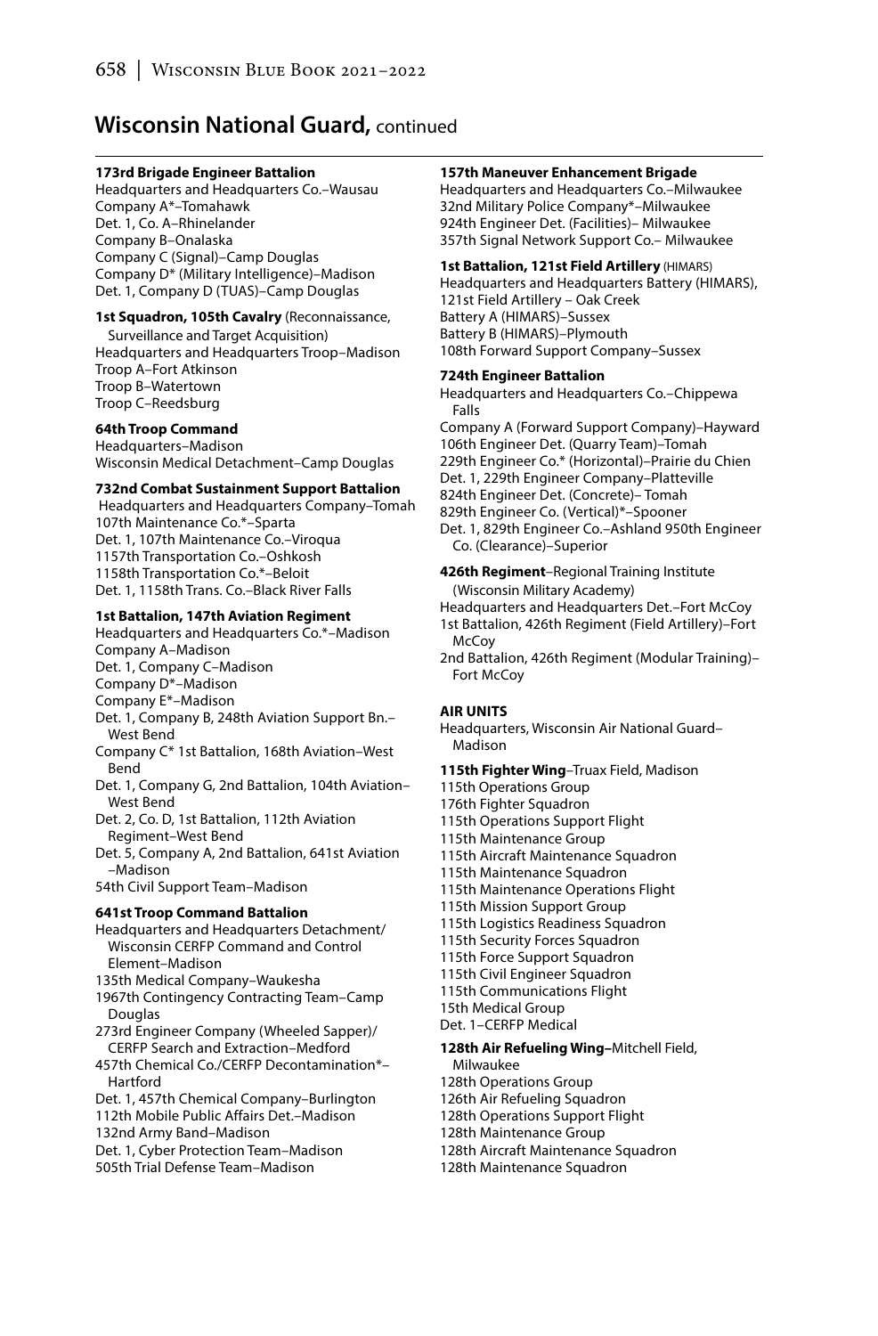## Wisconsin National Guard, continued

**173rd Brigade Engineer Battalion**
Headquarters and Headquarters Co.–Wausau
Company A*–Tomahawk
Det. 1, Co. A–Rhinelander
Company B–Onalaska
Company C (Signal)–Camp Douglas
Company D* (Military Intelligence)–Madison
Det. 1, Company D (TUAS)–Camp Douglas

**1st Squadron, 105th Cavalry** (Reconnaissance, Surveillance and Target Acquisition)
Headquarters and Headquarters Troop–Madison
Troop A–Fort Atkinson
Troop B–Watertown
Troop C–Reedsburg

**64th Troop Command**
Headquarters–Madison
Wisconsin Medical Detachment–Camp Douglas

**732nd Combat Sustainment Support Battalion**
Headquarters and Headquarters Company–Tomah
107th Maintenance Co.*–Sparta
Det. 1, 107th Maintenance Co.–Viroqua
1157th Transportation Co.–Oshkosh
1158th Transportation Co.*–Beloit
Det. 1, 1158th Trans. Co.–Black River Falls

**1st Battalion, 147th Aviation Regiment**
Headquarters and Headquarters Co.*–Madison
Company A–Madison
Det. 1, Company C–Madison
Company D*–Madison
Company E*–Madison
Det. 1, Company B, 248th Aviation Support Bn.–West Bend
Company C* 1st Battalion, 168th Aviation–West Bend
Det. 1, Company G, 2nd Battalion, 104th Aviation–West Bend
Det. 2, Co. D, 1st Battalion, 112th Aviation Regiment–West Bend
Det. 5, Company A, 2nd Battalion, 641st Aviation–Madison
54th Civil Support Team–Madison

**641st Troop Command Battalion**
Headquarters and Headquarters Detachment/ Wisconsin CERFP Command and Control Element–Madison
135th Medical Company–Waukesha
1967th Contingency Contracting Team–Camp Douglas
273rd Engineer Company (Wheeled Sapper)/ CERFP Search and Extraction–Medford
457th Chemical Co./CERFP Decontamination*–Hartford
Det. 1, 457th Chemical Company–Burlington
112th Mobile Public Affairs Det.–Madison
132nd Army Band–Madison
Det. 1, Cyber Protection Team–Madison
505th Trial Defense Team–Madison

**157th Maneuver Enhancement Brigade**
Headquarters and Headquarters Co.–Milwaukee
32nd Military Police Company*–Milwaukee
924th Engineer Det. (Facilities)– Milwaukee
357th Signal Network Support Co.– Milwaukee

**1st Battalion, 121st Field Artillery** (HIMARS)
Headquarters and Headquarters Battery (HIMARS), 121st Field Artillery – Oak Creek
Battery A (HIMARS)–Sussex
Battery B (HIMARS)–Plymouth
108th Forward Support Company–Sussex

**724th Engineer Battalion**
Headquarters and Headquarters Co.–Chippewa Falls
Company A (Forward Support Company)–Hayward
106th Engineer Det. (Quarry Team)–Tomah
229th Engineer Co.* (Horizontal)–Prairie du Chien
Det. 1, 229th Engineer Company–Platteville
824th Engineer Det. (Concrete)– Tomah
829th Engineer Co. (Vertical)*–Spooner
Det. 1, 829th Engineer Co.–Ashland 950th Engineer Co. (Clearance)–Superior

**426th Regiment**–Regional Training Institute (Wisconsin Military Academy)
Headquarters and Headquarters Det.–Fort McCoy
1st Battalion, 426th Regiment (Field Artillery)–Fort McCoy
2nd Battalion, 426th Regiment (Modular Training)–Fort McCoy

**AIR UNITS**
Headquarters, Wisconsin Air National Guard–Madison

**115th Fighter Wing**–Truax Field, Madison
115th Operations Group
176th Fighter Squadron
115th Operations Support Flight
115th Maintenance Group
115th Aircraft Maintenance Squadron
115th Maintenance Squadron
115th Maintenance Operations Flight
115th Mission Support Group
115th Logistics Readiness Squadron
115th Security Forces Squadron
115th Force Support Squadron
115th Civil Engineer Squadron
115th Communications Flight
15th Medical Group
Det. 1–CERFP Medical

**128th Air Refueling Wing**–Mitchell Field, Milwaukee
128th Operations Group
126th Air Refueling Squadron
128th Operations Support Flight
128th Maintenance Group
128th Aircraft Maintenance Squadron
128th Maintenance Squadron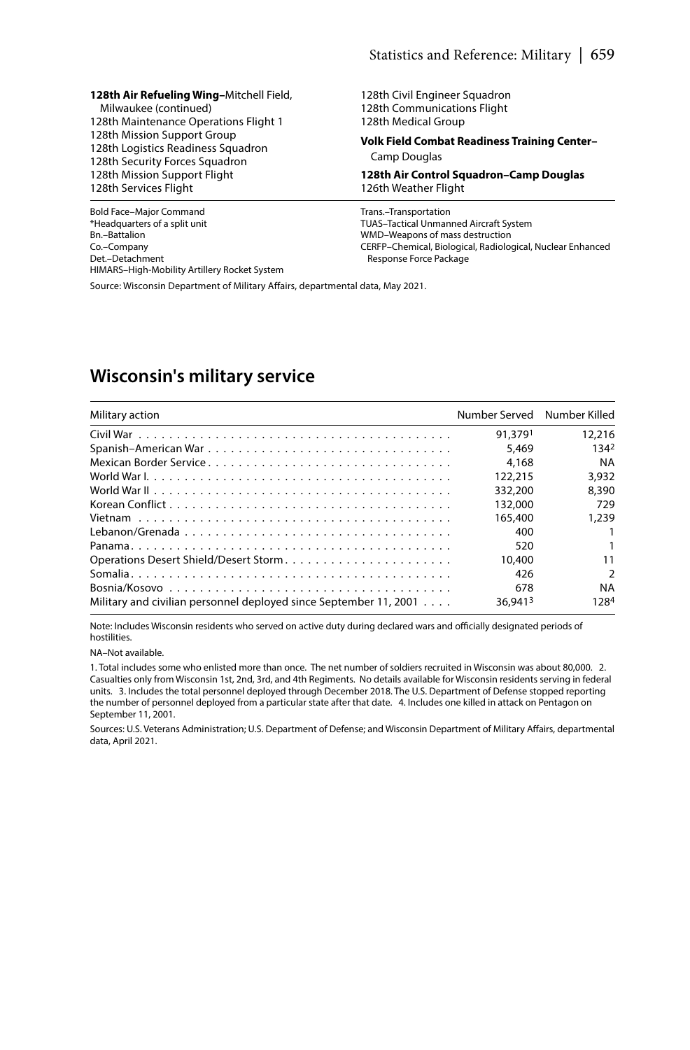**128th Air Refueling Wing–**Mitchell Field, Milwaukee (continued)
128th Maintenance Operations Flight 1
128th Mission Support Group
128th Logistics Readiness Squadron
128th Security Forces Squadron
128th Mission Support Flight
128th Services Flight
128th Civil Engineer Squadron
128th Communications Flight
128th Medical Group

**Volk Field Combat Readiness Training Center–** Camp Douglas

**128th Air Control Squadron–Camp Douglas**
126th Weather Flight

Bold Face–Major Command
*Headquarters of a split unit
Bn.–Battalion
Co.–Company
Det.–Detachment
HIMARS–High-Mobility Artillery Rocket System
Trans.–Transportation
TUAS–Tactical Unmanned Aircraft System
WMD–Weapons of mass destruction
CERFP–Chemical, Biological, Radiological, Nuclear Enhanced Response Force Package

Source: Wisconsin Department of Military Affairs, departmental data, May 2021.

## Wisconsin's military service

| Military action | Number Served | Number Killed |
|---|---|---|
| Civil War | 91,379[1] | 12,216 |
| Spanish–American War | 5,469 | 134[2] |
| Mexican Border Service | 4,168 | NA |
| World War I | 122,215 | 3,932 |
| World War II | 332,200 | 8,390 |
| Korean Conflict | 132,000 | 729 |
| Vietnam | 165,400 | 1,239 |
| Lebanon/Grenada | 400 | 1 |
| Panama | 520 | 1 |
| Operations Desert Shield/Desert Storm | 10,400 | 11 |
| Somalia | 426 | 2 |
| Bosnia/Kosovo | 678 | NA |
| Military and civilian personnel deployed since September 11, 2001 | 36,941[3] | 128[4] |

Note: Includes Wisconsin residents who served on active duty during declared wars and officially designated periods of hostilities.

NA–Not available.

1. Total includes some who enlisted more than once. The net number of soldiers recruited in Wisconsin was about 80,000. 2. Casualties only from Wisconsin 1st, 2nd, 3rd, and 4th Regiments. No details available for Wisconsin residents serving in federal units. 3. Includes the total personnel deployed through December 2018. The U.S. Department of Defense stopped reporting the number of personnel deployed from a particular state after that date. 4. Includes one killed in attack on Pentagon on September 11, 2001.

Sources: U.S. Veterans Administration; U.S. Department of Defense; and Wisconsin Department of Military Affairs, departmental data, April 2021.